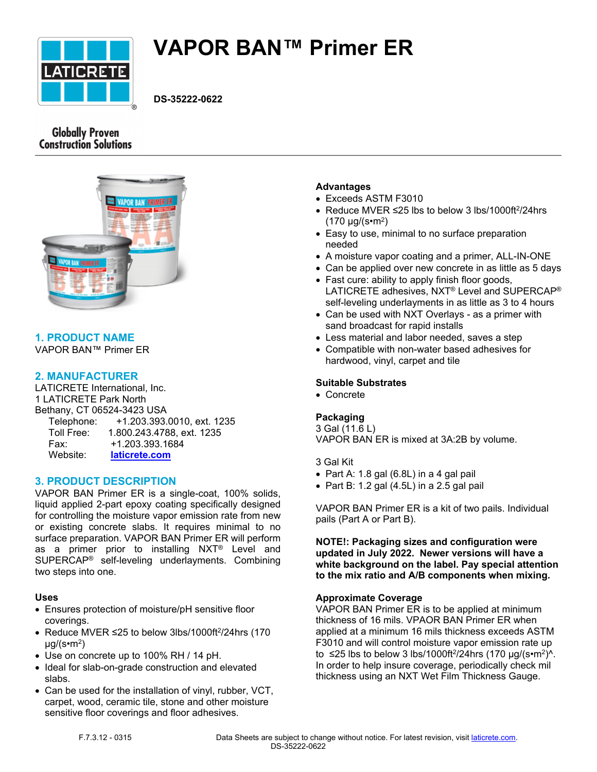# VAPOR BAN™ Primer ER

**DS-35222-0622**

Globally Proven Construction Solutions

## 1. PRODUCT NAME

VAPOR BAN™ Primer ER

## 2. MANUFACTURER

LATICRETE International, Inc.
1 LATICRETE Park North
Bethany, CT 06524-3423 USA

Telephone: +1.203.393.0010, ext. 1235
Toll Free: 1.800.243.4788, ext. 1235
Fax: +1.203.393.1684
Website: laticrete.com

## 3. PRODUCT DESCRIPTION

VAPOR BAN Primer ER is a single-coat, 100% solids, liquid applied 2-part epoxy coating specifically designed for controlling the moisture vapor emission rate from new or existing concrete slabs. It requires minimal to no surface preparation. VAPOR BAN Primer ER will perform as a primer prior to installing NXT® Level and SUPERCAP® self-leveling underlayments. Combining two steps into one.

### Uses

- Ensures protection of moisture/pH sensitive floor coverings.
- Reduce MVER ≤25 to below 3lbs/1000ft$^2$/24hrs (170 µg/(s•m$^2$)
- Use on concrete up to 100% RH / 14 pH.
- Ideal for slab-on-grade construction and elevated slabs.
- Can be used for the installation of vinyl, rubber, VCT, carpet, wood, ceramic tile, stone and other moisture sensitive floor coverings and floor adhesives.

### Advantages

- Exceeds ASTM F3010
- Reduce MVER ≤25 lbs to below 3 lbs/1000ft$^2$/24hrs (170 µg/(s•m$^2$)
- Easy to use, minimal to no surface preparation needed
- A moisture vapor coating and a primer, ALL-IN-ONE
- Can be applied over new concrete in as little as 5 days
- Fast cure: ability to apply finish floor goods, LATICRETE adhesives, NXT® Level and SUPERCAP® self-leveling underlayments in as little as 3 to 4 hours
- Can be used with NXT Overlays - as a primer with sand broadcast for rapid installs
- Less material and labor needed, saves a step
- Compatible with non-water based adhesives for hardwood, vinyl, carpet and tile

### Suitable Substrates

- Concrete

### Packaging

3 Gal (11.6 L)
VAPOR BAN ER is mixed at 3A:2B by volume.

3 Gal Kit

- Part A: 1.8 gal (6.8L) in a 4 gal pail
- Part B: 1.2 gal (4.5L) in a 2.5 gal pail

VAPOR BAN Primer ER is a kit of two pails. Individual pails (Part A or Part B).

**NOTE!: Packaging sizes and configuration were updated in July 2022. Newer versions will have a white background on the label. Pay special attention to the mix ratio and A/B components when mixing.**

### Approximate Coverage

VAPOR BAN Primer ER is to be applied at minimum thickness of 16 mils. VPAOR BAN Primer ER when applied at a minimum 16 mils thickness exceeds ASTM F3010 and will control moisture vapor emission rate up to ≤25 lbs to below 3 lbs/1000ft$^2$/24hrs (170 µg/(s•m$^2$)^. In order to help insure coverage, periodically check mil thickness using an NXT Wet Film Thickness Gauge.

F.7.3.12 - 0315

Data Sheets are subject to change without notice. For latest revision, visit laticrete.com.
DS-35222-0622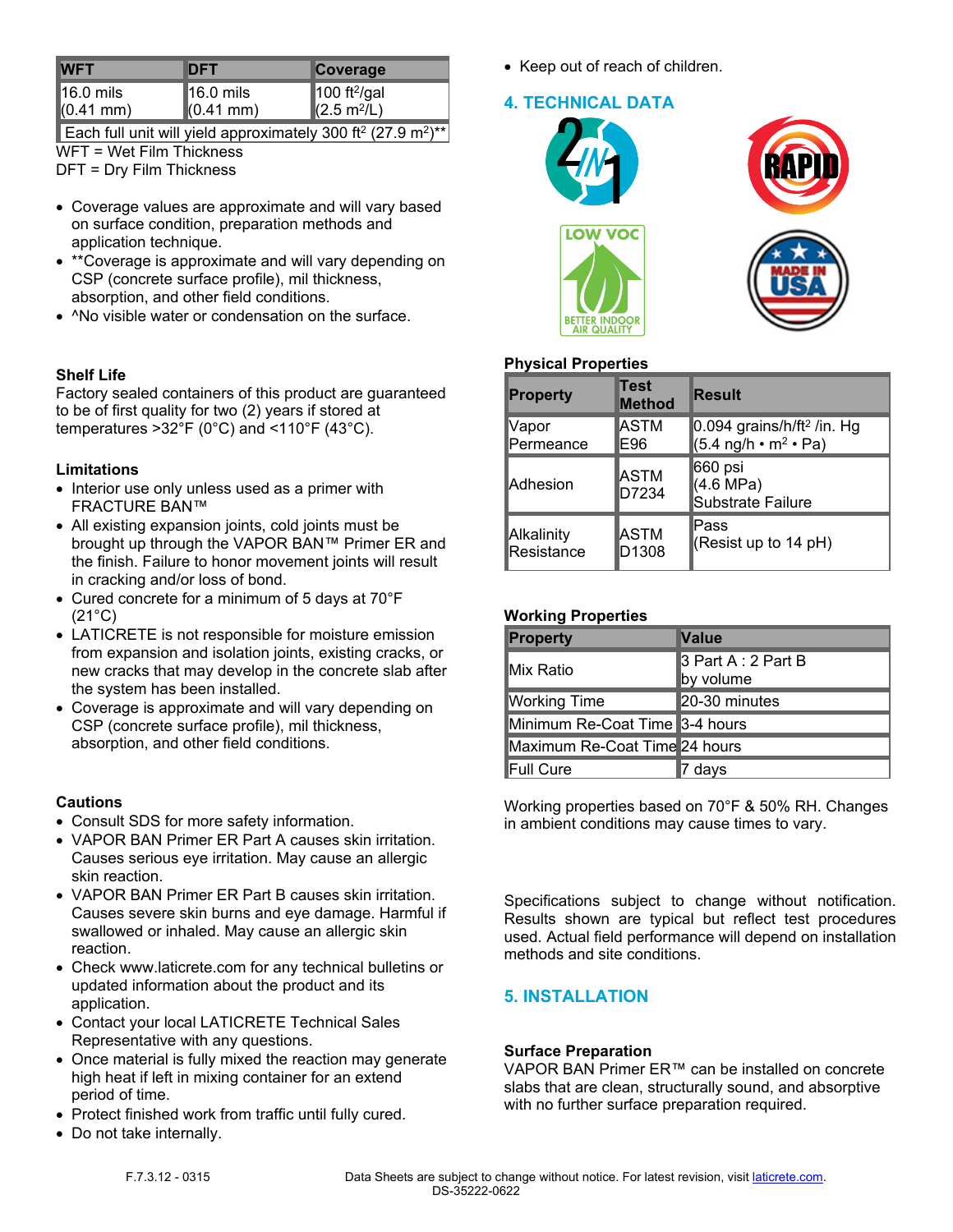| WFT | DFT | Coverage |
|---|---|---|
| 16.0 mils (0.41 mm) | 16.0 mils (0.41 mm) | 100 ft²/gal (2.5 m²/L) |
| Each full unit will yield approximately 300 ft² (27.9 m²)** | | |

WFT = Wet Film Thickness
DFT = Dry Film Thickness

- Coverage values are approximate and will vary based on surface condition, preparation methods and application technique.
- **Coverage is approximate and will vary depending on CSP (concrete surface profile), mil thickness, absorption, and other field conditions.
- ^No visible water or condensation on the surface.

### Shelf Life

Factory sealed containers of this product are guaranteed to be of first quality for two (2) years if stored at temperatures >32°F (0°C) and <110°F (43°C).

### Limitations

- Interior use only unless used as a primer with FRACTURE BAN™
- All existing expansion joints, cold joints must be brought up through the VAPOR BAN™ Primer ER and the finish. Failure to honor movement joints will result in cracking and/or loss of bond.
- Cured concrete for a minimum of 5 days at 70°F (21°C)
- LATICRETE is not responsible for moisture emission from expansion and isolation joints, existing cracks, or new cracks that may develop in the concrete slab after the system has been installed.
- Coverage is approximate and will vary depending on CSP (concrete surface profile), mil thickness, absorption, and other field conditions.

### Cautions

- Consult SDS for more safety information.
- VAPOR BAN Primer ER Part A causes skin irritation. Causes serious eye irritation. May cause an allergic skin reaction.
- VAPOR BAN Primer ER Part B causes skin irritation. Causes severe skin burns and eye damage. Harmful if swallowed or inhaled. May cause an allergic skin reaction.
- Check www.laticrete.com for any technical bulletins or updated information about the product and its application.
- Contact your local LATICRETE Technical Sales Representative with any questions.
- Once material is fully mixed the reaction may generate high heat if left in mixing container for an extend period of time.
- Protect finished work from traffic until fully cured.
- Do not take internally.
- Keep out of reach of children.

## 4. TECHNICAL DATA

### Physical Properties

| Property | Test Method | Result |
|---|---|---|
| Vapor Permeance | ASTM E96 | 0.094 grains/h/ft² /in. Hg (5.4 ng/h • m² • Pa) |
| Adhesion | ASTM D7234 | 660 psi (4.6 MPa) Substrate Failure |
| Alkalinity Resistance | ASTM D1308 | Pass (Resist up to 14 pH) |

### Working Properties

| Property | Value |
|---|---|
| Mix Ratio | 3 Part A : 2 Part B by volume |
| Working Time | 20-30 minutes |
| Minimum Re-Coat Time | 3-4 hours |
| Maximum Re-Coat Time | 24 hours |
| Full Cure | 7 days |

Working properties based on 70°F & 50% RH. Changes in ambient conditions may cause times to vary.

Specifications subject to change without notification. Results shown are typical but reflect test procedures used. Actual field performance will depend on installation methods and site conditions.

## 5. INSTALLATION

### Surface Preparation

VAPOR BAN Primer ER™ can be installed on concrete slabs that are clean, structurally sound, and absorptive with no further surface preparation required.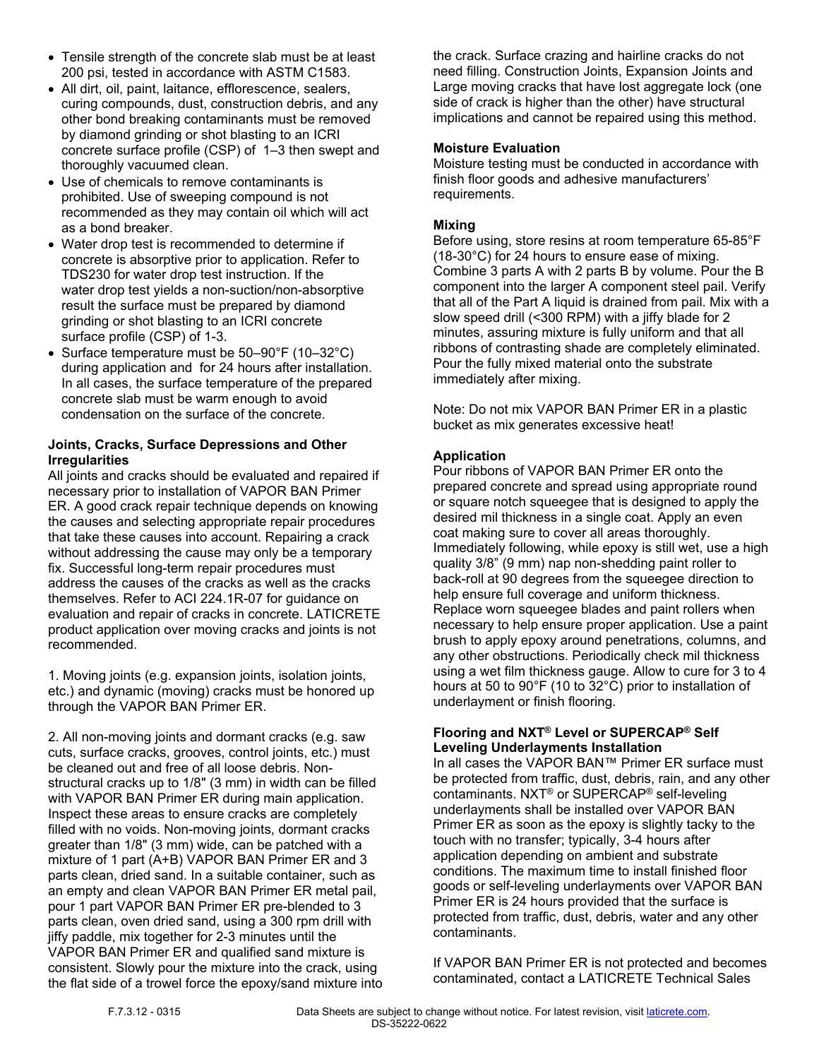- Tensile strength of the concrete slab must be at least 200 psi, tested in accordance with ASTM C1583.
- All dirt, oil, paint, laitance, efflorescence, sealers, curing compounds, dust, construction debris, and any other bond breaking contaminants must be removed by diamond grinding or shot blasting to an ICRI concrete surface profile (CSP) of 1–3 then swept and thoroughly vacuumed clean.
- Use of chemicals to remove contaminants is prohibited. Use of sweeping compound is not recommended as they may contain oil which will act as a bond breaker.
- Water drop test is recommended to determine if concrete is absorptive prior to application. Refer to TDS230 for water drop test instruction. If the water drop test yields a non-suction/non-absorptive result the surface must be prepared by diamond grinding or shot blasting to an ICRI concrete surface profile (CSP) of 1-3.
- Surface temperature must be 50–90°F (10–32°C) during application and for 24 hours after installation. In all cases, the surface temperature of the prepared concrete slab must be warm enough to avoid condensation on the surface of the concrete.

**Joints, Cracks, Surface Depressions and Other Irregularities**

All joints and cracks should be evaluated and repaired if necessary prior to installation of VAPOR BAN Primer ER. A good crack repair technique depends on knowing the causes and selecting appropriate repair procedures that take these causes into account. Repairing a crack without addressing the cause may only be a temporary fix. Successful long-term repair procedures must address the causes of the cracks as well as the cracks themselves. Refer to ACI 224.1R-07 for guidance on evaluation and repair of cracks in concrete. LATICRETE product application over moving cracks and joints is not recommended.

1. Moving joints (e.g. expansion joints, isolation joints, etc.) and dynamic (moving) cracks must be honored up through the VAPOR BAN Primer ER.

2. All non-moving joints and dormant cracks (e.g. saw cuts, surface cracks, grooves, control joints, etc.) must be cleaned out and free of all loose debris. Non-structural cracks up to 1/8" (3 mm) in width can be filled with VAPOR BAN Primer ER during main application. Inspect these areas to ensure cracks are completely filled with no voids. Non-moving joints, dormant cracks greater than 1/8" (3 mm) wide, can be patched with a mixture of 1 part (A+B) VAPOR BAN Primer ER and 3 parts clean, dried sand. In a suitable container, such as an empty and clean VAPOR BAN Primer ER metal pail, pour 1 part VAPOR BAN Primer ER pre-blended to 3 parts clean, oven dried sand, using a 300 rpm drill with jiffy paddle, mix together for 2-3 minutes until the VAPOR BAN Primer ER and qualified sand mixture is consistent. Slowly pour the mixture into the crack, using the flat side of a trowel force the epoxy/sand mixture into the crack. Surface crazing and hairline cracks do not need filling. Construction Joints, Expansion Joints and Large moving cracks that have lost aggregate lock (one side of crack is higher than the other) have structural implications and cannot be repaired using this method.

**Moisture Evaluation**

Moisture testing must be conducted in accordance with finish floor goods and adhesive manufacturers' requirements.

**Mixing**

Before using, store resins at room temperature 65-85°F (18-30°C) for 24 hours to ensure ease of mixing. Combine 3 parts A with 2 parts B by volume. Pour the B component into the larger A component steel pail. Verify that all of the Part A liquid is drained from pail. Mix with a slow speed drill (<300 RPM) with a jiffy blade for 2 minutes, assuring mixture is fully uniform and that all ribbons of contrasting shade are completely eliminated. Pour the fully mixed material onto the substrate immediately after mixing.

Note: Do not mix VAPOR BAN Primer ER in a plastic bucket as mix generates excessive heat!

**Application**

Pour ribbons of VAPOR BAN Primer ER onto the prepared concrete and spread using appropriate round or square notch squeegee that is designed to apply the desired mil thickness in a single coat. Apply an even coat making sure to cover all areas thoroughly. Immediately following, while epoxy is still wet, use a high quality 3/8" (9 mm) nap non-shedding paint roller to back-roll at 90 degrees from the squeegee direction to help ensure full coverage and uniform thickness. Replace worn squeegee blades and paint rollers when necessary to help ensure proper application. Use a paint brush to apply epoxy around penetrations, columns, and any other obstructions. Periodically check mil thickness using a wet film thickness gauge. Allow to cure for 3 to 4 hours at 50 to 90°F (10 to 32°C) prior to installation of underlayment or finish flooring.

**Flooring and NXT® Level or SUPERCAP® Self Leveling Underlayments Installation**

In all cases the VAPOR BAN™ Primer ER surface must be protected from traffic, dust, debris, rain, and any other contaminants. NXT® or SUPERCAP® self-leveling underlayments shall be installed over VAPOR BAN Primer ER as soon as the epoxy is slightly tacky to the touch with no transfer; typically, 3-4 hours after application depending on ambient and substrate conditions. The maximum time to install finished floor goods or self-leveling underlayments over VAPOR BAN Primer ER is 24 hours provided that the surface is protected from traffic, dust, debris, water and any other contaminants.

If VAPOR BAN Primer ER is not protected and becomes contaminated, contact a LATICRETE Technical Sales

F.7.3.12 - 0315 Data Sheets are subject to change without notice. For latest revision, visit laticrete.com.
DS-35222-0622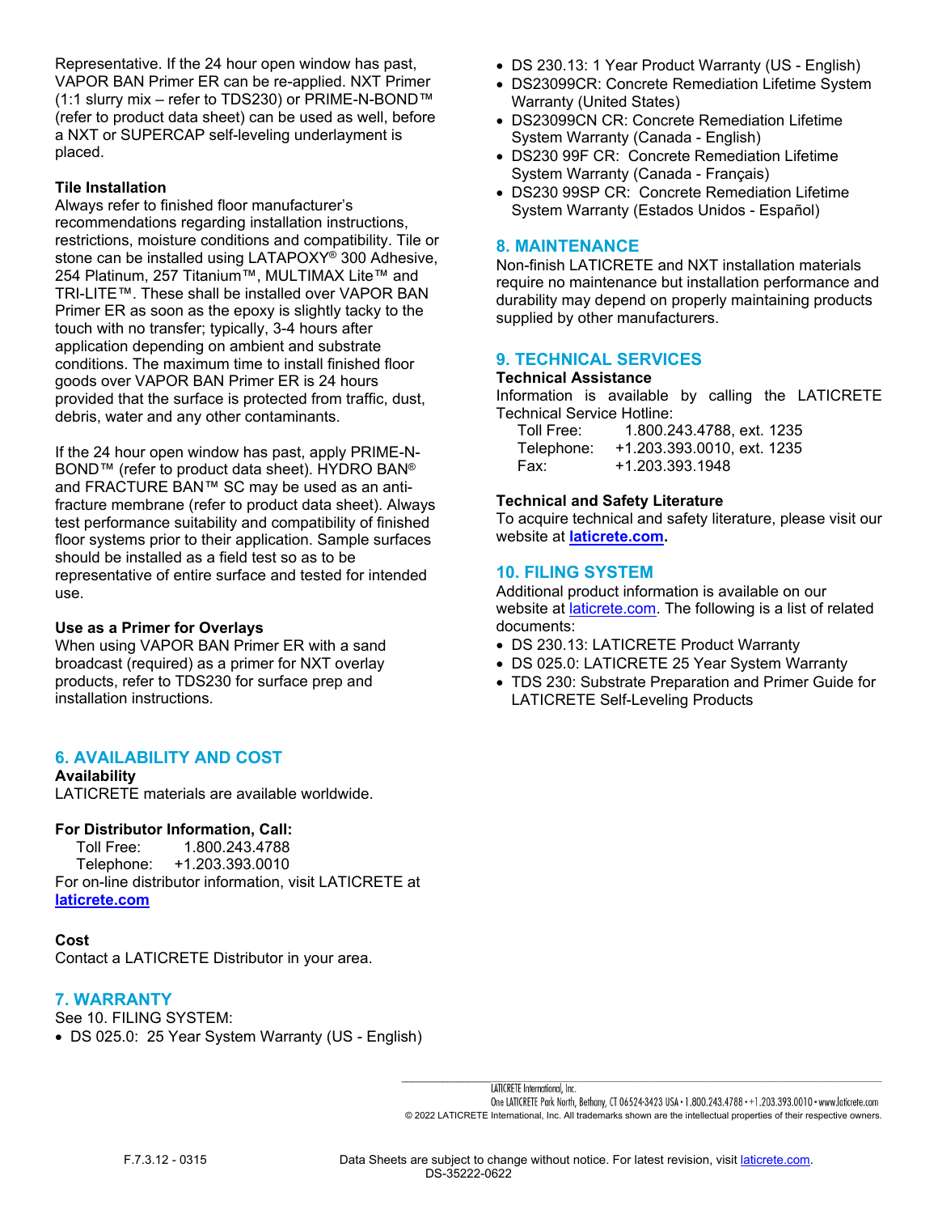Representative. If the 24 hour open window has past, VAPOR BAN Primer ER can be re-applied. NXT Primer (1:1 slurry mix – refer to TDS230) or PRIME-N-BOND™ (refer to product data sheet) can be used as well, before a NXT or SUPERCAP self-leveling underlayment is placed.

**Tile Installation**

Always refer to finished floor manufacturer's recommendations regarding installation instructions, restrictions, moisture conditions and compatibility. Tile or stone can be installed using LATAPOXY® 300 Adhesive, 254 Platinum, 257 Titanium™, MULTIMAX Lite™ and TRI-LITE™. These shall be installed over VAPOR BAN Primer ER as soon as the epoxy is slightly tacky to the touch with no transfer; typically, 3-4 hours after application depending on ambient and substrate conditions. The maximum time to install finished floor goods over VAPOR BAN Primer ER is 24 hours provided that the surface is protected from traffic, dust, debris, water and any other contaminants.

If the 24 hour open window has past, apply PRIME-N-BOND™ (refer to product data sheet). HYDRO BAN® and FRACTURE BAN™ SC may be used as an anti-fracture membrane (refer to product data sheet). Always test performance suitability and compatibility of finished floor systems prior to their application. Sample surfaces should be installed as a field test so as to be representative of entire surface and tested for intended use.

**Use as a Primer for Overlays**

When using VAPOR BAN Primer ER with a sand broadcast (required) as a primer for NXT overlay products, refer to TDS230 for surface prep and installation instructions.

## 6. AVAILABILITY AND COST

**Availability**

LATICRETE materials are available worldwide.

**For Distributor Information, Call:**

Toll Free: 1.800.243.4788
Telephone: +1.203.393.0010

For on-line distributor information, visit LATICRETE at **laticrete.com**

**Cost**

Contact a LATICRETE Distributor in your area.

## 7. WARRANTY

See 10. FILING SYSTEM:

- DS 025.0: 25 Year System Warranty (US - English)
- DS 230.13: 1 Year Product Warranty (US - English)
- DS23099CR: Concrete Remediation Lifetime System Warranty (United States)
- DS23099CN CR: Concrete Remediation Lifetime System Warranty (Canada - English)
- DS230 99F CR: Concrete Remediation Lifetime System Warranty (Canada - Français)
- DS230 99SP CR: Concrete Remediation Lifetime System Warranty (Estados Unidos - Español)

## 8. MAINTENANCE

Non-finish LATICRETE and NXT installation materials require no maintenance but installation performance and durability may depend on properly maintaining products supplied by other manufacturers.

## 9. TECHNICAL SERVICES

**Technical Assistance**

Information is available by calling the LATICRETE Technical Service Hotline:

Toll Free: 1.800.243.4788, ext. 1235
Telephone: +1.203.393.0010, ext. 1235
Fax: +1.203.393.1948

**Technical and Safety Literature**

To acquire technical and safety literature, please visit our website at **laticrete.com.**

## 10. FILING SYSTEM

Additional product information is available on our website at laticrete.com. The following is a list of related documents:

- DS 230.13: LATICRETE Product Warranty
- DS 025.0: LATICRETE 25 Year System Warranty
- TDS 230: Substrate Preparation and Primer Guide for LATICRETE Self-Leveling Products

LATICRETE International, Inc.
One LATICRETE Park North, Bethany, CT 06524-3423 USA • 1.800.243.4788 • +1.203.393.0010 • www.laticrete.com
© 2022 LATICRETE International, Inc. All trademarks shown are the intellectual properties of their respective owners.

F.7.3.12 - 0315

Data Sheets are subject to change without notice. For latest revision, visit laticrete.com.
DS-35222-0622